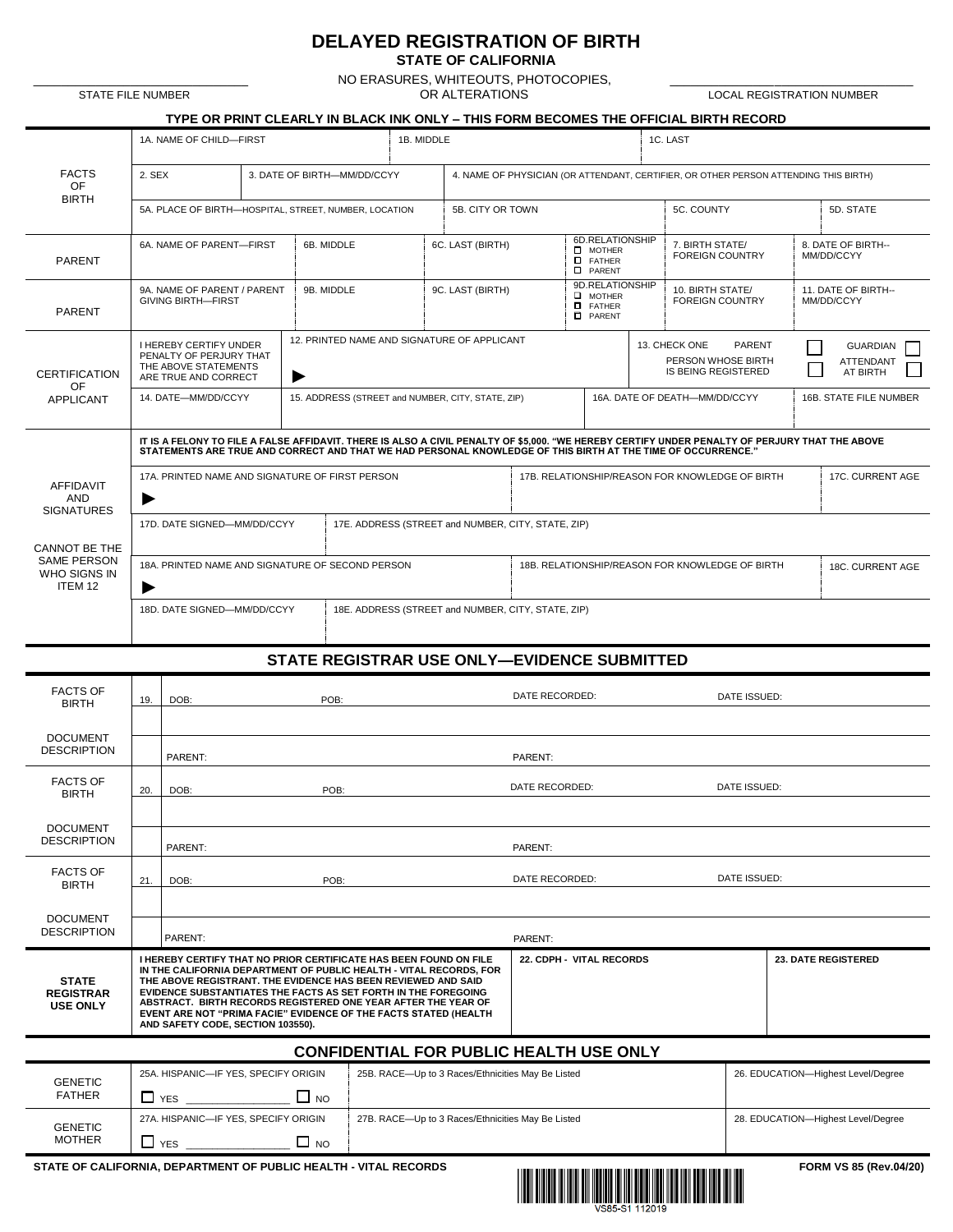# DELAYED REGISTRATION OF BIRTH

**STATE OF CALIFORNIA**

NO ERASURES, WHITEOUTS, PHOTOCOPIES, OR ALTERATIONS

STATE FILE NUMBER ____________ LOCAL REGISTRATION NUMBER ____________

**TYPE OR PRINT CLEARLY IN BLACK INK ONLY – THIS FORM BECOMES THE OFFICIAL BIRTH RECORD**

| FACTS OF BIRTH | | | | | |
|---|---|---|---|---|---|
| 1A. NAME OF CHILD—FIRST | 1B. MIDDLE | 1C. LAST | | | |
| 2. SEX | 3. DATE OF BIRTH—MM/DD/CCYY | 4. NAME OF PHYSICIAN (OR ATTENDANT, CERTIFIER, OR OTHER PERSON ATTENDING THIS BIRTH) | | | |
| 5A. PLACE OF BIRTH—HOSPITAL, STREET, NUMBER, LOCATION | 5B. CITY OR TOWN | 5C. COUNTY | 5D. STATE | | |

| PARENT | | | | | | |
|---|---|---|---|---|---|---|
| 6A. NAME OF PARENT—FIRST | 6B. MIDDLE | 6C. LAST (BIRTH) | 6D. RELATIONSHIP ☐ MOTHER ☐ FATHER ☐ PARENT | 7. BIRTH STATE/ FOREIGN COUNTRY | 8. DATE OF BIRTH-- MM/DD/CCYY | |
| 9A. NAME OF PARENT / PARENT GIVING BIRTH—FIRST | 9B. MIDDLE | 9C. LAST (BIRTH) | 9D. RELATIONSHIP ☐ MOTHER ☐ FATHER ☐ PARENT | 10. BIRTH STATE/ FOREIGN COUNTRY | 11. DATE OF BIRTH-- MM/DD/CCYY | |

| CERTIFICATION OF APPLICANT | | | | |
|---|---|---|---|---|
| I HEREBY CERTIFY UNDER PENALTY OF PERJURY THAT THE ABOVE STATEMENTS ARE TRUE AND CORRECT | 12. PRINTED NAME AND SIGNATURE OF APPLICANT ▶ | 13. CHECK ONE: PARENT ☐ GUARDIAN ☐ PERSON WHOSE BIRTH IS BEING REGISTERED ☐ ATTENDANT AT BIRTH ☐ | | |
| 14. DATE—MM/DD/CCYY | 15. ADDRESS (STREET and NUMBER, CITY, STATE, ZIP) | 16A. DATE OF DEATH—MM/DD/CCYY | 16B. STATE FILE NUMBER | |

**AFFIDAVIT AND SIGNATURES — CANNOT BE THE SAME PERSON WHO SIGNS IN ITEM 12**

**IT IS A FELONY TO FILE A FALSE AFFIDAVIT. THERE IS ALSO A CIVIL PENALTY OF $5,000. "WE HEREBY CERTIFY UNDER PENALTY OF PERJURY THAT THE ABOVE STATEMENTS ARE TRUE AND CORRECT AND THAT WE HAD PERSONAL KNOWLEDGE OF THIS BIRTH AT THE TIME OF OCCURRENCE."**

| | | |
|---|---|---|
| 17A. PRINTED NAME AND SIGNATURE OF FIRST PERSON ▶ | 17B. RELATIONSHIP/REASON FOR KNOWLEDGE OF BIRTH | 17C. CURRENT AGE |
| 17D. DATE SIGNED—MM/DD/CCYY | 17E. ADDRESS (STREET and NUMBER, CITY, STATE, ZIP) | |
| 18A. PRINTED NAME AND SIGNATURE OF SECOND PERSON ▶ | 18B. RELATIONSHIP/REASON FOR KNOWLEDGE OF BIRTH | 18C. CURRENT AGE |
| 18D. DATE SIGNED—MM/DD/CCYY | 18E. ADDRESS (STREET and NUMBER, CITY, STATE, ZIP) | |

## STATE REGISTRAR USE ONLY—EVIDENCE SUBMITTED

| | | | | | |
|---|---|---|---|---|---|
| FACTS OF BIRTH | 19. | DOB: | POB: | DATE RECORDED: | DATE ISSUED: |
| DOCUMENT DESCRIPTION | | PARENT: | | PARENT: | |
| FACTS OF BIRTH | 20. | DOB: | POB: | DATE RECORDED: | DATE ISSUED: |
| DOCUMENT DESCRIPTION | | PARENT: | | PARENT: | |
| FACTS OF BIRTH | 21. | DOB: | POB: | DATE RECORDED: | DATE ISSUED: |
| DOCUMENT DESCRIPTION | | PARENT: | | PARENT: | |

| STATE REGISTRAR USE ONLY | | | |
|---|---|---|---|
| **I HEREBY CERTIFY THAT NO PRIOR CERTIFICATE HAS BEEN FOUND ON FILE IN THE CALIFORNIA DEPARTMENT OF PUBLIC HEALTH - VITAL RECORDS, FOR THE ABOVE REGISTRANT. THE EVIDENCE HAS BEEN REVIEWED AND SAID EVIDENCE SUBSTANTIATES THE FACTS AS SET FORTH IN THE FOREGOING ABSTRACT. BIRTH RECORDS REGISTERED ONE YEAR AFTER THE YEAR OF EVENT ARE NOT "PRIMA FACIE" EVIDENCE OF THE FACTS STATED (HEALTH AND SAFETY CODE, SECTION 103550).** | **22. CDPH - VITAL RECORDS** | **23. DATE REGISTERED** | |

## CONFIDENTIAL FOR PUBLIC HEALTH USE ONLY

| | | | |
|---|---|---|---|
| GENETIC FATHER | 25A. HISPANIC—IF YES, SPECIFY ORIGIN ☐ YES ________ ☐ NO | 25B. RACE—Up to 3 Races/Ethnicities May Be Listed | 26. EDUCATION—Highest Level/Degree |
| GENETIC MOTHER | 27A. HISPANIC—IF YES, SPECIFY ORIGIN ☐ YES ________ ☐ NO | 27B. RACE—Up to 3 Races/Ethnicities May Be Listed | 28. EDUCATION—Highest Level/Degree |

STATE OF CALIFORNIA, DEPARTMENT OF PUBLIC HEALTH - VITAL RECORDS

VS85-S1 112019

FORM VS 85 (Rev.04/20)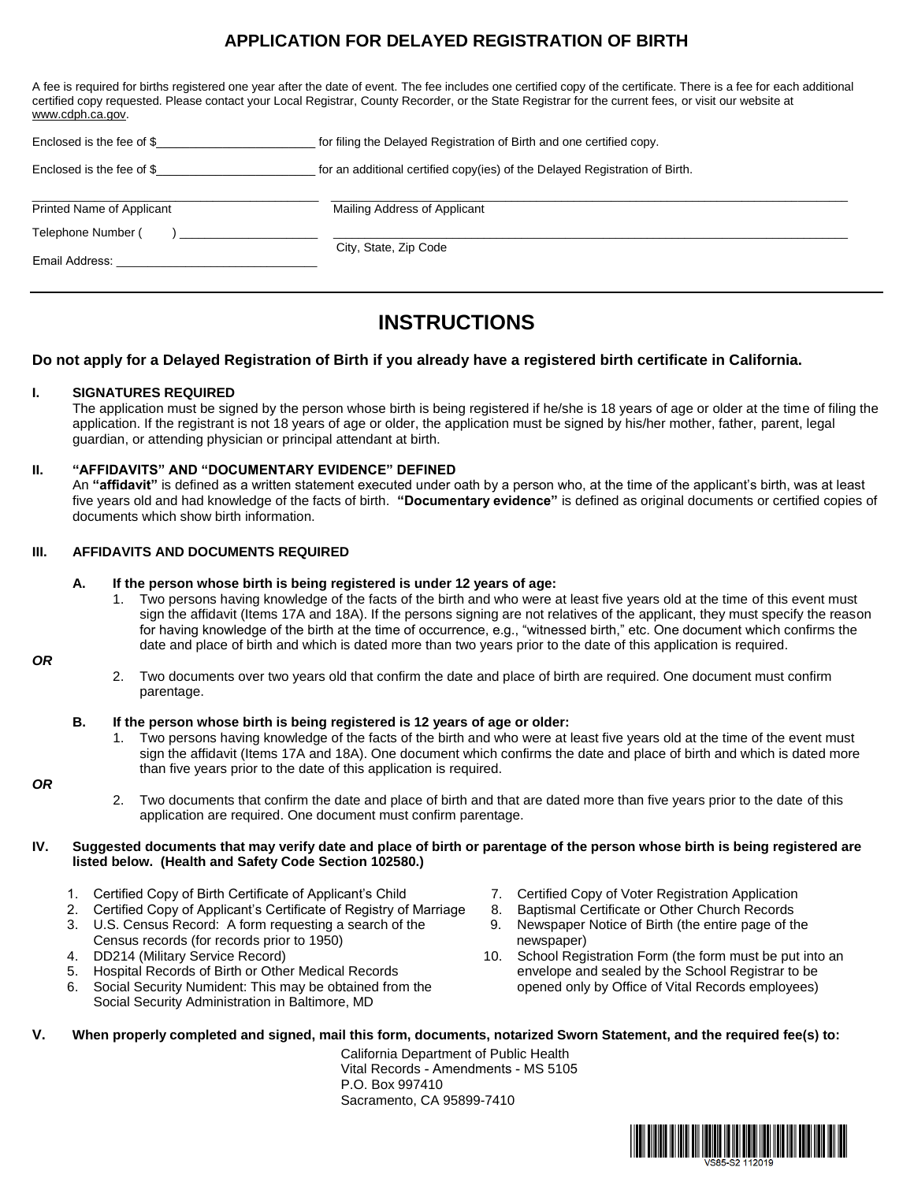# APPLICATION FOR DELAYED REGISTRATION OF BIRTH

A fee is required for births registered one year after the date of event. The fee includes one certified copy of the certificate. There is a fee for each additional certified copy requested. Please contact your Local Registrar, County Recorder, or the State Registrar for the current fees, or visit our website at www.cdph.ca.gov.

Enclosed is the fee of $________________________ for filing the Delayed Registration of Birth and one certified copy.

Enclosed is the fee of $________________________ for an additional certified copy(ies) of the Delayed Registration of Birth.

______________________________ Printed Name of Applicant

______________________________ Mailing Address of Applicant

Telephone Number ( ) ______________________

______________________________ City, State, Zip Code

Email Address: ______________________________

# INSTRUCTIONS

**Do not apply for a Delayed Registration of Birth if you already have a registered birth certificate in California.**

**I. SIGNATURES REQUIRED**

The application must be signed by the person whose birth is being registered if he/she is 18 years of age or older at the time of filing the application. If the registrant is not 18 years of age or older, the application must be signed by his/her mother, father, parent, legal guardian, or attending physician or principal attendant at birth.

**II. "AFFIDAVITS" AND "DOCUMENTARY EVIDENCE" DEFINED**

An **"affidavit"** is defined as a written statement executed under oath by a person who, at the time of the applicant's birth, was at least five years old and had knowledge of the facts of birth. **"Documentary evidence"** is defined as original documents or certified copies of documents which show birth information.

**III. AFFIDAVITS AND DOCUMENTS REQUIRED**

**A. If the person whose birth is being registered is under 12 years of age:**

1. Two persons having knowledge of the facts of the birth and who were at least five years old at the time of this event must sign the affidavit (Items 17A and 18A). If the persons signing are not relatives of the applicant, they must specify the reason for having knowledge of the birth at the time of occurrence, e.g., "witnessed birth," etc. One document which confirms the date and place of birth and which is dated more than two years prior to the date of this application is required.

***OR***

2. Two documents over two years old that confirm the date and place of birth are required. One document must confirm parentage.

**B. If the person whose birth is being registered is 12 years of age or older:**

1. Two persons having knowledge of the facts of the birth and who were at least five years old at the time of the event must sign the affidavit (Items 17A and 18A). One document which confirms the date and place of birth and which is dated more than five years prior to the date of this application is required.

***OR***

2. Two documents that confirm the date and place of birth and that are dated more than five years prior to the date of this application are required. One document must confirm parentage.

**IV. Suggested documents that may verify date and place of birth or parentage of the person whose birth is being registered are listed below. (Health and Safety Code Section 102580.)**

1. Certified Copy of Birth Certificate of Applicant's Child
2. Certified Copy of Applicant's Certificate of Registry of Marriage
3. U.S. Census Record: A form requesting a search of the Census records (for records prior to 1950)
4. DD214 (Military Service Record)
5. Hospital Records of Birth or Other Medical Records
6. Social Security Numident: This may be obtained from the Social Security Administration in Baltimore, MD
7. Certified Copy of Voter Registration Application
8. Baptismal Certificate or Other Church Records
9. Newspaper Notice of Birth (the entire page of the newspaper)
10. School Registration Form (the form must be put into an envelope and sealed by the School Registrar to be opened only by Office of Vital Records employees)

**V. When properly completed and signed, mail this form, documents, notarized Sworn Statement, and the required fee(s) to:**

California Department of Public Health
Vital Records - Amendments - MS 5105
P.O. Box 997410
Sacramento, CA 95899-7410

VS85-S2 112019